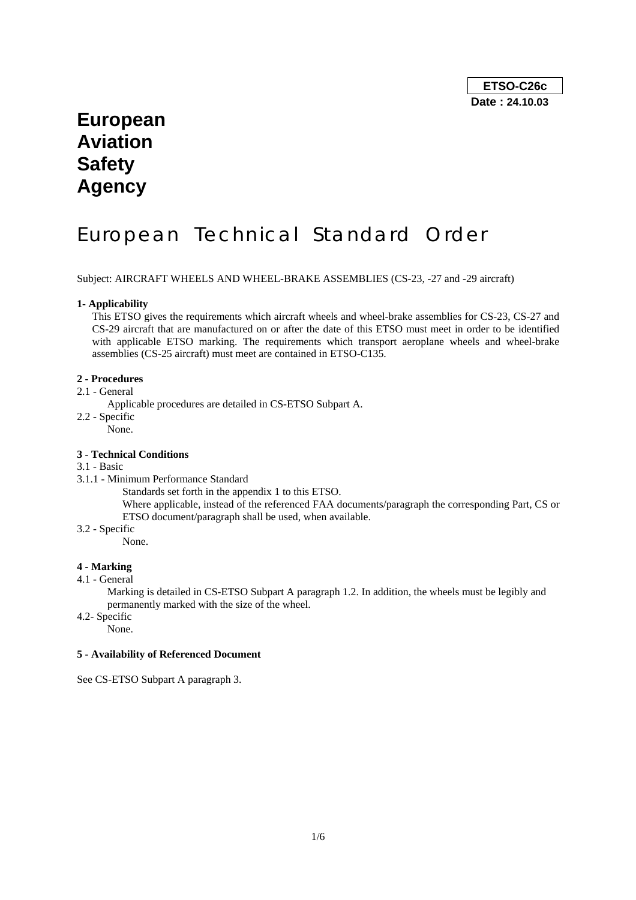**ETSO-C26c**
**Date : 24.10.03**

# European Aviation Safety Agency

# European Technical Standard Order

Subject: AIRCRAFT WHEELS AND WHEEL-BRAKE ASSEMBLIES (CS-23, -27 and -29 aircraft)

**1- Applicability**

This ETSO gives the requirements which aircraft wheels and wheel-brake assemblies for CS-23, CS-27 and CS-29 aircraft that are manufactured on or after the date of this ETSO must meet in order to be identified with applicable ETSO marking. The requirements which transport aeroplane wheels and wheel-brake assemblies (CS-25 aircraft) must meet are contained in ETSO-C135.

**2 - Procedures**

2.1 - General

Applicable procedures are detailed in CS-ETSO Subpart A.

2.2 - Specific

None.

**3 - Technical Conditions**

3.1 - Basic

3.1.1 - Minimum Performance Standard

Standards set forth in the appendix 1 to this ETSO.

Where applicable, instead of the referenced FAA documents/paragraph the corresponding Part, CS or ETSO document/paragraph shall be used, when available.

3.2 - Specific

None.

**4 - Marking**

4.1 - General

Marking is detailed in CS-ETSO Subpart A paragraph 1.2. In addition, the wheels must be legibly and permanently marked with the size of the wheel.

4.2- Specific

None.

**5 - Availability of Referenced Document**

See CS-ETSO Subpart A paragraph 3.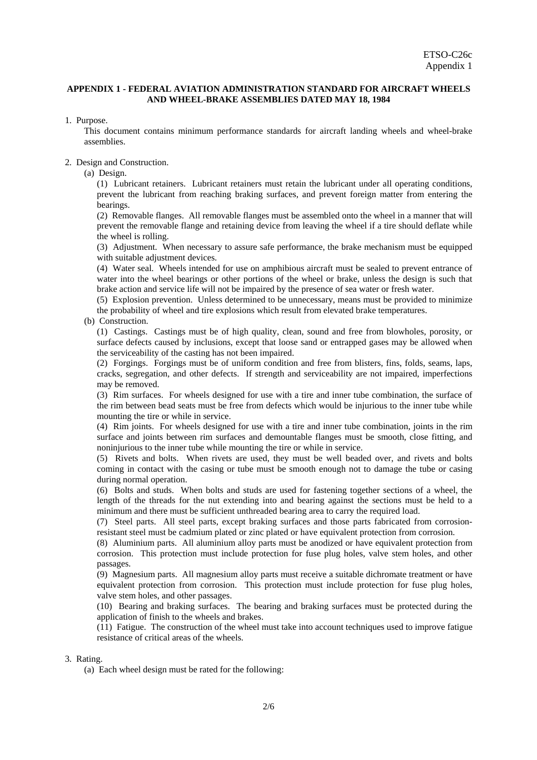**APPENDIX 1 - FEDERAL AVIATION ADMINISTRATION STANDARD FOR AIRCRAFT WHEELS AND WHEEL-BRAKE ASSEMBLIES DATED MAY 18, 1984**

1. Purpose.

   This document contains minimum performance standards for aircraft landing wheels and wheel-brake assemblies.

2. Design and Construction.

   (a) Design.

   (1) Lubricant retainers. Lubricant retainers must retain the lubricant under all operating conditions, prevent the lubricant from reaching braking surfaces, and prevent foreign matter from entering the bearings.

   (2) Removable flanges. All removable flanges must be assembled onto the wheel in a manner that will prevent the removable flange and retaining device from leaving the wheel if a tire should deflate while the wheel is rolling.

   (3) Adjustment. When necessary to assure safe performance, the brake mechanism must be equipped with suitable adjustment devices.

   (4) Water seal. Wheels intended for use on amphibious aircraft must be sealed to prevent entrance of water into the wheel bearings or other portions of the wheel or brake, unless the design is such that brake action and service life will not be impaired by the presence of sea water or fresh water.

   (5) Explosion prevention. Unless determined to be unnecessary, means must be provided to minimize the probability of wheel and tire explosions which result from elevated brake temperatures.

   (b) Construction.

   (1) Castings. Castings must be of high quality, clean, sound and free from blowholes, porosity, or surface defects caused by inclusions, except that loose sand or entrapped gases may be allowed when the serviceability of the casting has not been impaired.

   (2) Forgings. Forgings must be of uniform condition and free from blisters, fins, folds, seams, laps, cracks, segregation, and other defects. If strength and serviceability are not impaired, imperfections may be removed.

   (3) Rim surfaces. For wheels designed for use with a tire and inner tube combination, the surface of the rim between bead seats must be free from defects which would be injurious to the inner tube while mounting the tire or while in service.

   (4) Rim joints. For wheels designed for use with a tire and inner tube combination, joints in the rim surface and joints between rim surfaces and demountable flanges must be smooth, close fitting, and noninjurious to the inner tube while mounting the tire or while in service.

   (5) Rivets and bolts. When rivets are used, they must be well beaded over, and rivets and bolts coming in contact with the casing or tube must be smooth enough not to damage the tube or casing during normal operation.

   (6) Bolts and studs. When bolts and studs are used for fastening together sections of a wheel, the length of the threads for the nut extending into and bearing against the sections must be held to a minimum and there must be sufficient unthreaded bearing area to carry the required load.

   (7) Steel parts. All steel parts, except braking surfaces and those parts fabricated from corrosion-resistant steel must be cadmium plated or zinc plated or have equivalent protection from corrosion.

   (8) Aluminium parts. All aluminium alloy parts must be anodized or have equivalent protection from corrosion. This protection must include protection for fuse plug holes, valve stem holes, and other passages.

   (9) Magnesium parts. All magnesium alloy parts must receive a suitable dichromate treatment or have equivalent protection from corrosion. This protection must include protection for fuse plug holes, valve stem holes, and other passages.

   (10) Bearing and braking surfaces. The bearing and braking surfaces must be protected during the application of finish to the wheels and brakes.

   (11) Fatigue. The construction of the wheel must take into account techniques used to improve fatigue resistance of critical areas of the wheels.

3. Rating.

   (a) Each wheel design must be rated for the following: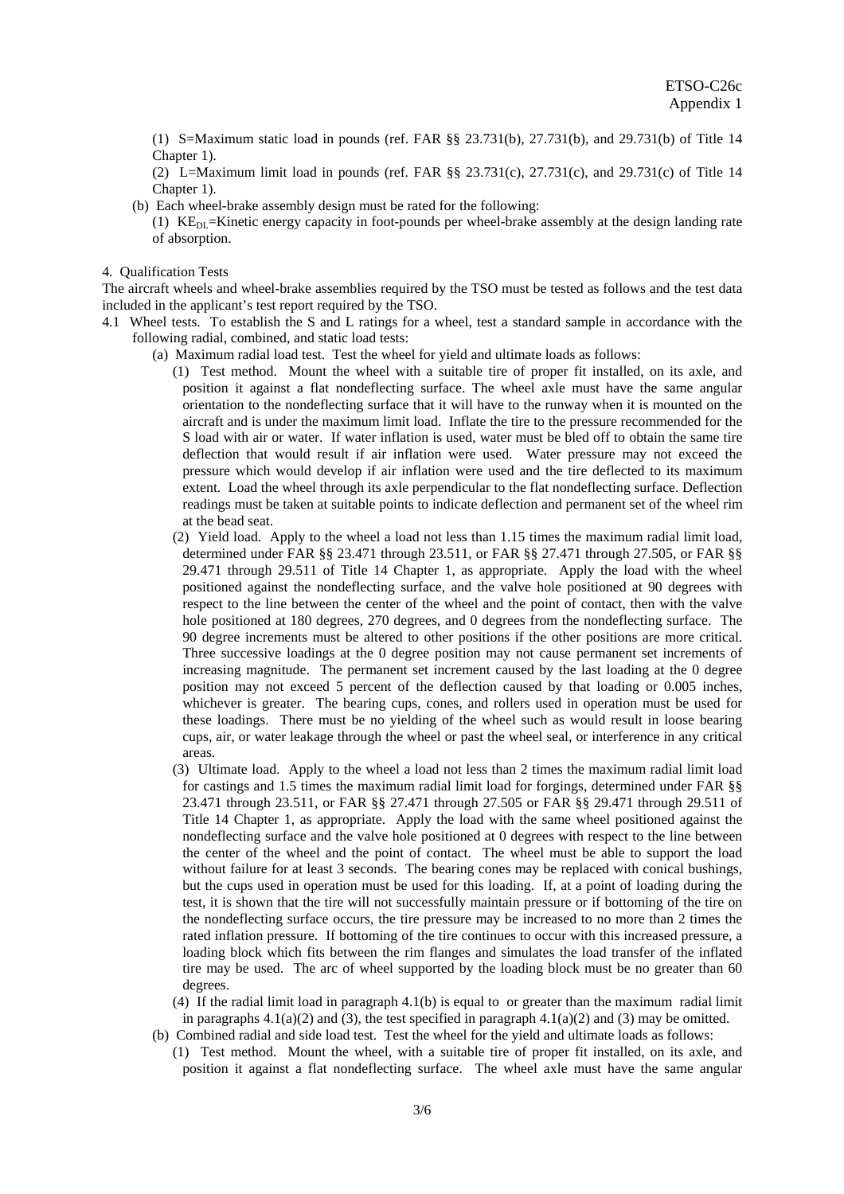(1) S=Maximum static load in pounds (ref. FAR §§ 23.731(b), 27.731(b), and 29.731(b) of Title 14 Chapter 1).

(2) L=Maximum limit load in pounds (ref. FAR §§ 23.731(c), 27.731(c), and 29.731(c) of Title 14 Chapter 1).

(b) Each wheel-brake assembly design must be rated for the following:

(1) $KE_{DL}$=Kinetic energy capacity in foot-pounds per wheel-brake assembly at the design landing rate of absorption.

4. Qualification Tests

The aircraft wheels and wheel-brake assemblies required by the TSO must be tested as follows and the test data included in the applicant's test report required by the TSO.

4.1 Wheel tests. To establish the S and L ratings for a wheel, test a standard sample in accordance with the following radial, combined, and static load tests:

(a) Maximum radial load test. Test the wheel for yield and ultimate loads as follows:

(1) Test method. Mount the wheel with a suitable tire of proper fit installed, on its axle, and position it against a flat nondeflecting surface. The wheel axle must have the same angular orientation to the nondeflecting surface that it will have to the runway when it is mounted on the aircraft and is under the maximum limit load. Inflate the tire to the pressure recommended for the S load with air or water. If water inflation is used, water must be bled off to obtain the same tire deflection that would result if air inflation were used. Water pressure may not exceed the pressure which would develop if air inflation were used and the tire deflected to its maximum extent. Load the wheel through its axle perpendicular to the flat nondeflecting surface. Deflection readings must be taken at suitable points to indicate deflection and permanent set of the wheel rim at the bead seat.

(2) Yield load. Apply to the wheel a load not less than 1.15 times the maximum radial limit load, determined under FAR §§ 23.471 through 23.511, or FAR §§ 27.471 through 27.505, or FAR §§ 29.471 through 29.511 of Title 14 Chapter 1, as appropriate. Apply the load with the wheel positioned against the nondeflecting surface, and the valve hole positioned at 90 degrees with respect to the line between the center of the wheel and the point of contact, then with the valve hole positioned at 180 degrees, 270 degrees, and 0 degrees from the nondeflecting surface. The 90 degree increments must be altered to other positions if the other positions are more critical. Three successive loadings at the 0 degree position may not cause permanent set increments of increasing magnitude. The permanent set increment caused by the last loading at the 0 degree position may not exceed 5 percent of the deflection caused by that loading or 0.005 inches, whichever is greater. The bearing cups, cones, and rollers used in operation must be used for these loadings. There must be no yielding of the wheel such as would result in loose bearing cups, air, or water leakage through the wheel or past the wheel seal, or interference in any critical areas.

(3) Ultimate load. Apply to the wheel a load not less than 2 times the maximum radial limit load for castings and 1.5 times the maximum radial limit load for forgings, determined under FAR §§ 23.471 through 23.511, or FAR §§ 27.471 through 27.505 or FAR §§ 29.471 through 29.511 of Title 14 Chapter 1, as appropriate. Apply the load with the same wheel positioned against the nondeflecting surface and the valve hole positioned at 0 degrees with respect to the line between the center of the wheel and the point of contact. The wheel must be able to support the load without failure for at least 3 seconds. The bearing cones may be replaced with conical bushings, but the cups used in operation must be used for this loading. If, at a point of loading during the test, it is shown that the tire will not successfully maintain pressure or if bottoming of the tire on the nondeflecting surface occurs, the tire pressure may be increased to no more than 2 times the rated inflation pressure. If bottoming of the tire continues to occur with this increased pressure, a loading block which fits between the rim flanges and simulates the load transfer of the inflated tire may be used. The arc of wheel supported by the loading block must be no greater than 60 degrees.

(4) If the radial limit load in paragraph 4.1(b) is equal to or greater than the maximum radial limit in paragraphs 4.1(a)(2) and (3), the test specified in paragraph 4.1(a)(2) and (3) may be omitted.

(b) Combined radial and side load test. Test the wheel for the yield and ultimate loads as follows:

(1) Test method. Mount the wheel, with a suitable tire of proper fit installed, on its axle, and position it against a flat nondeflecting surface. The wheel axle must have the same angular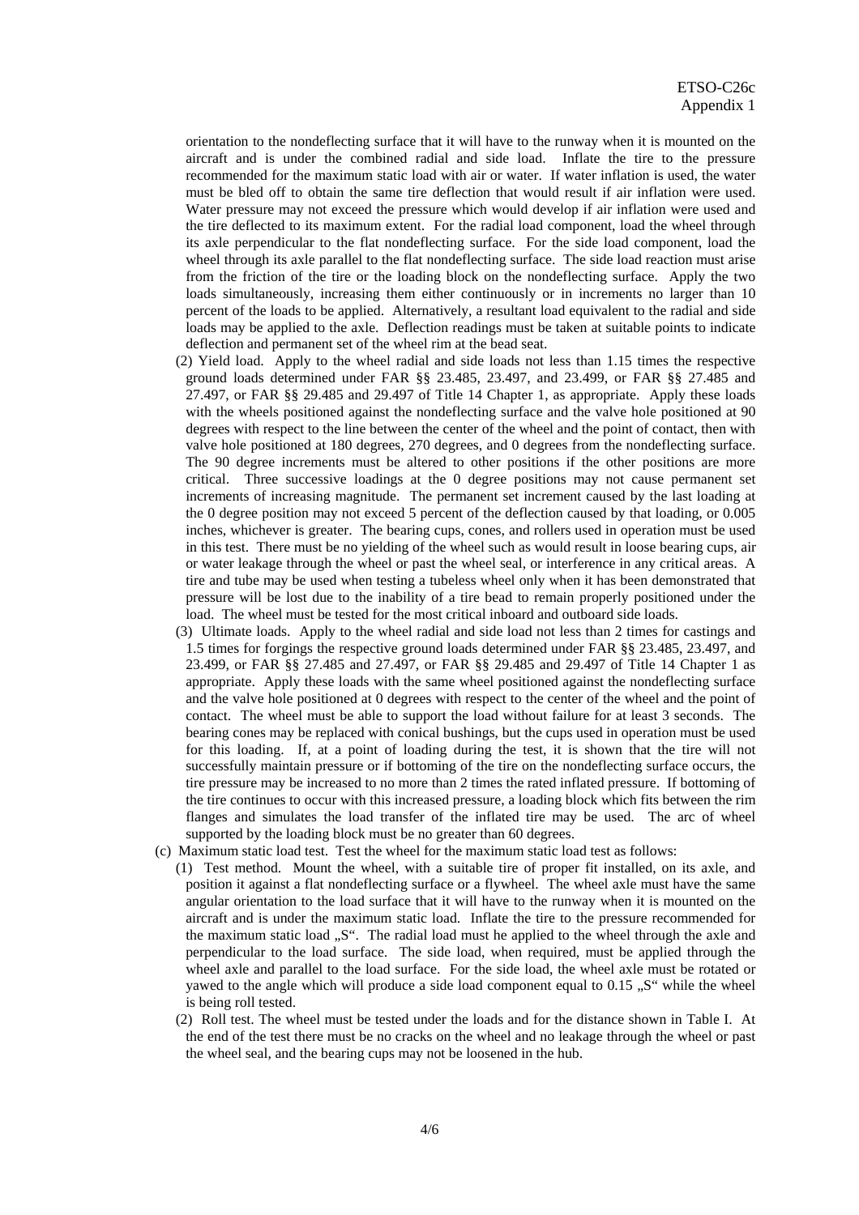orientation to the nondeflecting surface that it will have to the runway when it is mounted on the aircraft and is under the combined radial and side load. Inflate the tire to the pressure recommended for the maximum static load with air or water. If water inflation is used, the water must be bled off to obtain the same tire deflection that would result if air inflation were used. Water pressure may not exceed the pressure which would develop if air inflation were used and the tire deflected to its maximum extent. For the radial load component, load the wheel through its axle perpendicular to the flat nondeflecting surface. For the side load component, load the wheel through its axle parallel to the flat nondeflecting surface. The side load reaction must arise from the friction of the tire or the loading block on the nondeflecting surface. Apply the two loads simultaneously, increasing them either continuously or in increments no larger than 10 percent of the loads to be applied. Alternatively, a resultant load equivalent to the radial and side loads may be applied to the axle. Deflection readings must be taken at suitable points to indicate deflection and permanent set of the wheel rim at the bead seat.

(2) Yield load. Apply to the wheel radial and side loads not less than 1.15 times the respective ground loads determined under FAR §§ 23.485, 23.497, and 23.499, or FAR §§ 27.485 and 27.497, or FAR §§ 29.485 and 29.497 of Title 14 Chapter 1, as appropriate. Apply these loads with the wheels positioned against the nondeflecting surface and the valve hole positioned at 90 degrees with respect to the line between the center of the wheel and the point of contact, then with valve hole positioned at 180 degrees, 270 degrees, and 0 degrees from the nondeflecting surface. The 90 degree increments must be altered to other positions if the other positions are more critical. Three successive loadings at the 0 degree positions may not cause permanent set increments of increasing magnitude. The permanent set increment caused by the last loading at the 0 degree position may not exceed 5 percent of the deflection caused by that loading, or 0.005 inches, whichever is greater. The bearing cups, cones, and rollers used in operation must be used in this test. There must be no yielding of the wheel such as would result in loose bearing cups, air or water leakage through the wheel or past the wheel seal, or interference in any critical areas. A tire and tube may be used when testing a tubeless wheel only when it has been demonstrated that pressure will be lost due to the inability of a tire bead to remain properly positioned under the load. The wheel must be tested for the most critical inboard and outboard side loads.

(3) Ultimate loads. Apply to the wheel radial and side load not less than 2 times for castings and 1.5 times for forgings the respective ground loads determined under FAR §§ 23.485, 23.497, and 23.499, or FAR §§ 27.485 and 27.497, or FAR §§ 29.485 and 29.497 of Title 14 Chapter 1 as appropriate. Apply these loads with the same wheel positioned against the nondeflecting surface and the valve hole positioned at 0 degrees with respect to the center of the wheel and the point of contact. The wheel must be able to support the load without failure for at least 3 seconds. The bearing cones may be replaced with conical bushings, but the cups used in operation must be used for this loading. If, at a point of loading during the test, it is shown that the tire will not successfully maintain pressure or if bottoming of the tire on the nondeflecting surface occurs, the tire pressure may be increased to no more than 2 times the rated inflated pressure. If bottoming of the tire continues to occur with this increased pressure, a loading block which fits between the rim flanges and simulates the load transfer of the inflated tire may be used. The arc of wheel supported by the loading block must be no greater than 60 degrees.

(c) Maximum static load test. Test the wheel for the maximum static load test as follows:

(1) Test method. Mount the wheel, with a suitable tire of proper fit installed, on its axle, and position it against a flat nondeflecting surface or a flywheel. The wheel axle must have the same angular orientation to the load surface that it will have to the runway when it is mounted on the aircraft and is under the maximum static load. Inflate the tire to the pressure recommended for the maximum static load „S". The radial load must he applied to the wheel through the axle and perpendicular to the load surface. The side load, when required, must be applied through the wheel axle and parallel to the load surface. For the side load, the wheel axle must be rotated or yawed to the angle which will produce a side load component equal to 0.15 „S" while the wheel is being roll tested.

(2) Roll test. The wheel must be tested under the loads and for the distance shown in Table I. At the end of the test there must be no cracks on the wheel and no leakage through the wheel or past the wheel seal, and the bearing cups may not be loosened in the hub.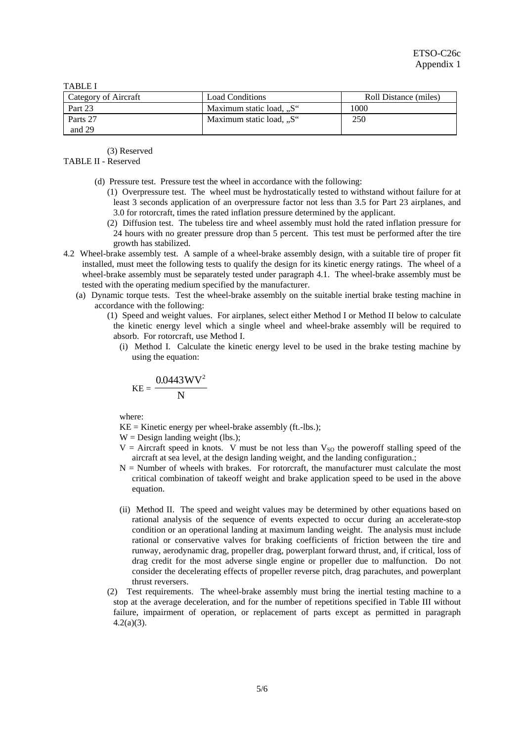TABLE I

| Category of Aircraft | Load Conditions | Roll Distance (miles) |
|---|---|---|
| Part 23 | Maximum static load, „S“ | 1000 |
| Parts 27 and 29 | Maximum static load, „S“ | 250 |

(3) Reserved

TABLE II - Reserved

(d) Pressure test. Pressure test the wheel in accordance with the following:

(1) Overpressure test. The wheel must be hydrostatically tested to withstand without failure for at least 3 seconds application of an overpressure factor not less than 3.5 for Part 23 airplanes, and 3.0 for rotorcraft, times the rated inflation pressure determined by the applicant.

(2) Diffusion test. The tubeless tire and wheel assembly must hold the rated inflation pressure for 24 hours with no greater pressure drop than 5 percent. This test must be performed after the tire growth has stabilized.

4.2 Wheel-brake assembly test. A sample of a wheel-brake assembly design, with a suitable tire of proper fit installed, must meet the following tests to qualify the design for its kinetic energy ratings. The wheel of a wheel-brake assembly must be separately tested under paragraph 4.1. The wheel-brake assembly must be tested with the operating medium specified by the manufacturer.

(a) Dynamic torque tests. Test the wheel-brake assembly on the suitable inertial brake testing machine in accordance with the following:

(1) Speed and weight values. For airplanes, select either Method I or Method II below to calculate the kinetic energy level which a single wheel and wheel-brake assembly will be required to absorb. For rotorcraft, use Method I.

(i) Method I. Calculate the kinetic energy level to be used in the brake testing machine by using the equation:

$$KE = \frac{0.0443WV^2}{N}$$

where:

KE = Kinetic energy per wheel-brake assembly (ft.-lbs.);

W = Design landing weight (lbs.);

V = Aircraft speed in knots. V must be not less than $V_{SO}$ the poweroff stalling speed of the aircraft at sea level, at the design landing weight, and the landing configuration.;

N = Number of wheels with brakes. For rotorcraft, the manufacturer must calculate the most critical combination of takeoff weight and brake application speed to be used in the above equation.

(ii) Method II. The speed and weight values may be determined by other equations based on rational analysis of the sequence of events expected to occur during an accelerate-stop condition or an operational landing at maximum landing weight. The analysis must include rational or conservative valves for braking coefficients of friction between the tire and runway, aerodynamic drag, propeller drag, powerplant forward thrust, and, if critical, loss of drag credit for the most adverse single engine or propeller due to malfunction. Do not consider the decelerating effects of propeller reverse pitch, drag parachutes, and powerplant thrust reversers.

(2) Test requirements. The wheel-brake assembly must bring the inertial testing machine to a stop at the average deceleration, and for the number of repetitions specified in Table III without failure, impairment of operation, or replacement of parts except as permitted in paragraph 4.2(a)(3).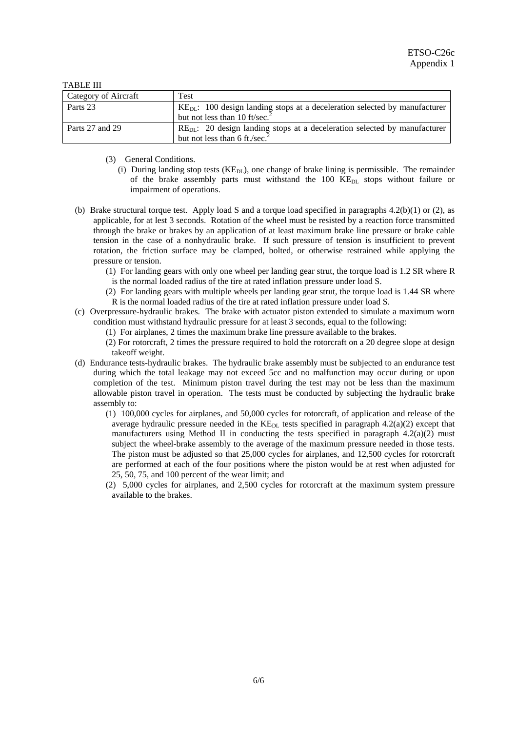TABLE III

| Category of Aircraft | Test |
|---|---|
| Parts 23 | $KE_{DL}$: 100 design landing stops at a deceleration selected by manufacturer but not less than 10 ft/sec.$^2$ |
| Parts 27 and 29 | $RE_{DL}$: 20 design landing stops at a deceleration selected by manufacturer but not less than 6 ft./sec.$^2$ |

(3) General Conditions.

(i) During landing stop tests ($KE_{DL}$), one change of brake lining is permissible. The remainder of the brake assembly parts must withstand the 100 $KE_{DL}$ stops without failure or impairment of operations.

(b) Brake structural torque test. Apply load S and a torque load specified in paragraphs 4.2(b)(1) or (2), as applicable, for at lest 3 seconds. Rotation of the wheel must be resisted by a reaction force transmitted through the brake or brakes by an application of at least maximum brake line pressure or brake cable tension in the case of a nonhydraulic brake. If such pressure of tension is insufficient to prevent rotation, the friction surface may be clamped, bolted, or otherwise restrained while applying the pressure or tension.

(1) For landing gears with only one wheel per landing gear strut, the torque load is 1.2 SR where R is the normal loaded radius of the tire at rated inflation pressure under load S.

(2) For landing gears with multiple wheels per landing gear strut, the torque load is 1.44 SR where R is the normal loaded radius of the tire at rated inflation pressure under load S.

(c) Overpressure-hydraulic brakes. The brake with actuator piston extended to simulate a maximum worn condition must withstand hydraulic pressure for at least 3 seconds, equal to the following:

(1) For airplanes, 2 times the maximum brake line pressure available to the brakes.

(2) For rotorcraft, 2 times the pressure required to hold the rotorcraft on a 20 degree slope at design takeoff weight.

(d) Endurance tests-hydraulic brakes. The hydraulic brake assembly must be subjected to an endurance test during which the total leakage may not exceed 5cc and no malfunction may occur during or upon completion of the test. Minimum piston travel during the test may not be less than the maximum allowable piston travel in operation. The tests must be conducted by subjecting the hydraulic brake assembly to:

(1) 100,000 cycles for airplanes, and 50,000 cycles for rotorcraft, of application and release of the average hydraulic pressure needed in the $KE_{DL}$ tests specified in paragraph 4.2(a)(2) except that manufacturers using Method II in conducting the tests specified in paragraph 4.2(a)(2) must subject the wheel-brake assembly to the average of the maximum pressure needed in those tests. The piston must be adjusted so that 25,000 cycles for airplanes, and 12,500 cycles for rotorcraft are performed at each of the four positions where the piston would be at rest when adjusted for 25, 50, 75, and 100 percent of the wear limit; and

(2) 5,000 cycles for airplanes, and 2,500 cycles for rotorcraft at the maximum system pressure available to the brakes.